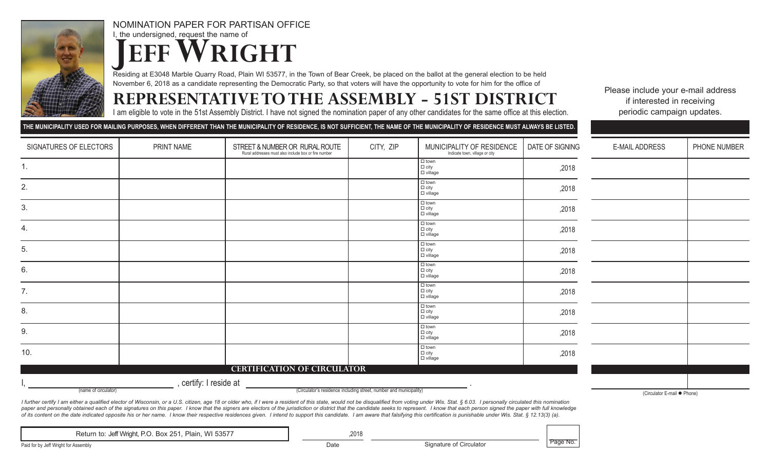NOMINATION PAPER FOR PARTISAN OFFICE

I, the undersigned, request the name of

# JEFF WRIGHT

Residing at E3048 Marble Quarry Road, Plain WI 53577, in the Town of Bear Creek, be placed on the ballot at the general election to be held November 6, 2018 as a candidate representing the Democratic Party, so that voters will have the opportunity to vote for him for the office of

# REPRESENTATIVE TO THE ASSEMBLY – 51ST DISTRICT

I am eligible to vote in the 51st Assembly District. I have not signed the nomination paper of any other candidates for the same office at this election.

Please include your e-mail address if interested in receiving periodic campaign updates.

**THE MUNICIPALITY USED FOR MAILING PURPOSES, WHEN DIFFERENT THAN THE MUNICIPALITY OF RESIDENCE, IS NOT SUFFICIENT, THE NAME OF THE MUNICIPALITY OF RESIDENCE MUST ALWAYS BE LISTED.**

| SIGNATURES OF ELECTORS | PRINT NAME | STREET & NUMBER OR RURAL ROUTE (Rural addresses must also include box or fire number) | CITY, ZIP | MUNICIPALITY OF RESIDENCE (Indicate town, village or city) | DATE OF SIGNING | E-MAIL ADDRESS | PHONE NUMBER |
|---|---|---|---|---|---|---|---|
| 1. | | | | ☐ town ☐ city ☐ village | ,2018 | | |
| 2. | | | | ☐ town ☐ city ☐ village | ,2018 | | |
| 3. | | | | ☐ town ☐ city ☐ village | ,2018 | | |
| 4. | | | | ☐ town ☐ city ☐ village | ,2018 | | |
| 5. | | | | ☐ town ☐ city ☐ village | ,2018 | | |
| 6. | | | | ☐ town ☐ city ☐ village | ,2018 | | |
| 7. | | | | ☐ town ☐ city ☐ village | ,2018 | | |
| 8. | | | | ☐ town ☐ city ☐ village | ,2018 | | |
| 9. | | | | ☐ town ☐ city ☐ village | ,2018 | | |
| 10. | | | | ☐ town ☐ city ☐ village | ,2018 | | |

## CERTIFICATION OF CIRCULATOR

I, ______________________ (name of circulator), certify: I reside at ______________________ (Circulator's residence including street, number and municipality).

______________________ (Circulator E-mail ● Phone)

*I further certify I am either a qualified elector of Wisconsin, or a U.S. citizen, age 18 or older who, if I were a resident of this state, would not be disqualified from voting under Wis. Stat. § 6.03. I personally circulated this nomination paper and personally obtained each of the signatures on this paper. I know that the signers are electors of the jurisdiction or district that the candidate seeks to represent. I know that each person signed the paper with full knowledge of its content on the date indicated opposite his or her name. I know their respective residences given. I intend to support this candidate. I am aware that falsifying this certification is punishable under Wis. Stat. § 12.13(3) (a).*

Return to: Jeff Wright, P.O. Box 251, Plain, WI 53577

______ ,2018 Date

______________________ Signature of Circulator

Page No.

Paid for by Jeff Wright for Assembly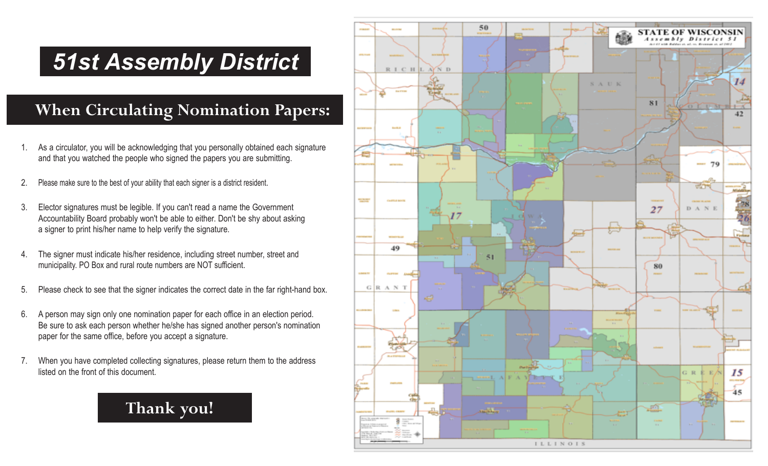# 51st Assembly District

## When Circulating Nomination Papers:

1. As a circulator, you will be acknowledging that you personally obtained each signature and that you watched the people who signed the papers you are submitting.
2. Please make sure to the best of your ability that each signer is a district resident.
3. Elector signatures must be legible. If you can't read a name the Government Accountability Board probably won't be able to either. Don't be shy about asking a signer to print his/her name to help verify the signature.
4. The signer must indicate his/her residence, including street number, street and municipality. PO Box and rural route numbers are NOT sufficient.
5. Please check to see that the signer indicates the correct date in the far right-hand box.
6. A person may sign only one nomination paper for each office in an election period. Be sure to ask each person whether he/she has signed another person's nomination paper for the same office, before you accept a signature.
7. When you have completed collecting signatures, please return them to the address listed on the front of this document.

**Thank you!**

STATE OF WISCONSIN
Assembly District 51

RICHLAND
SAUK
COLUMBIA
DANE
GRANT
IOWA
LAFAYETTE
GREEN
ILLINOIS

50
14
81
42
79
17
27
26
78
49
51
80
15
45